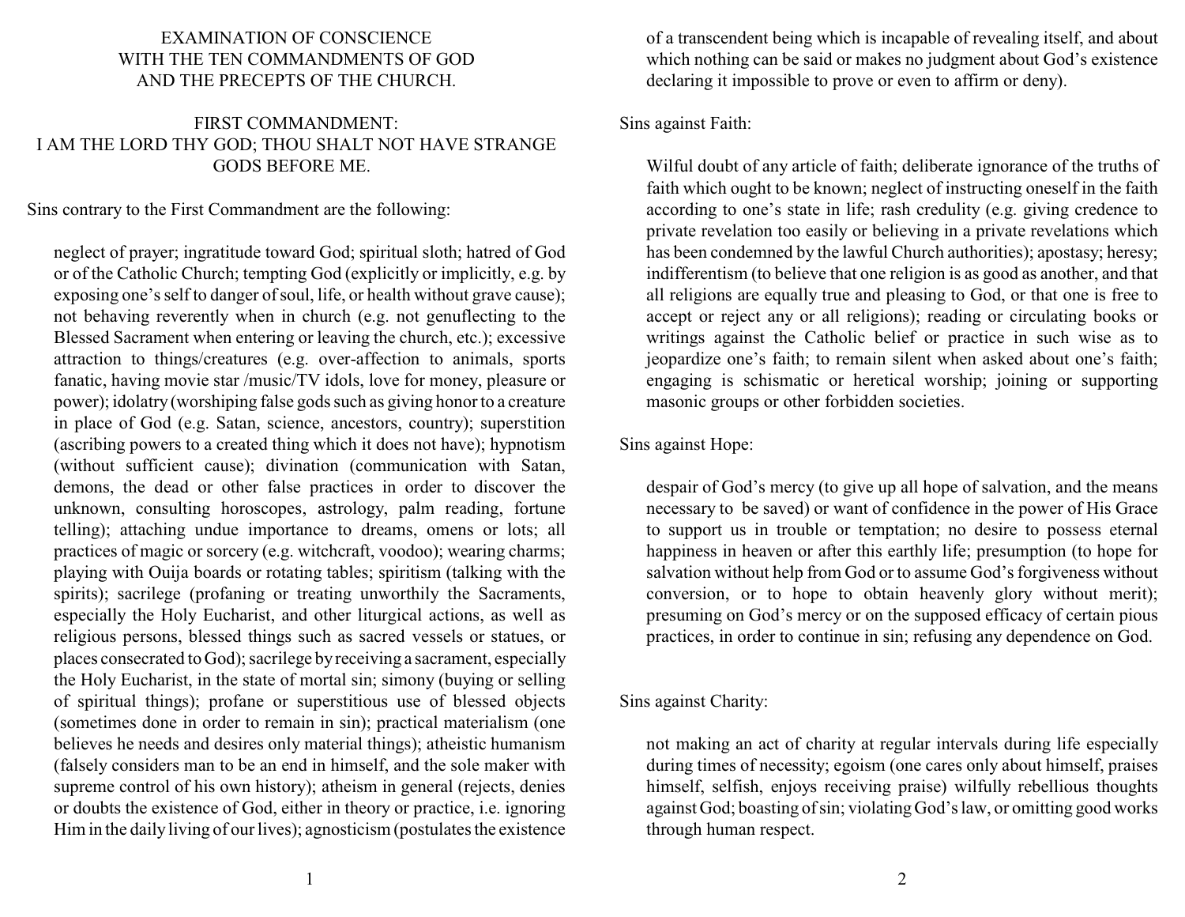# EXAMINATION OF CONSCIENCE WITH THE TEN COMMANDMENTS OF GOD AND THE PRECEPTS OF THE CHURCH.

## FIRST COMMANDMENT: I AM THE LORD THY GOD; THOU SHALT NOT HAVE STRANGE GODS BEFORE ME.

Sins contrary to the First Commandment are the following:

> neglect of prayer; ingratitude toward God; spiritual sloth; hatred of God or of the Catholic Church; tempting God (explicitly or implicitly, e.g. by exposing one's self to danger of soul, life, or health without grave cause); not behaving reverently when in church (e.g. not genuflecting to the Blessed Sacrament when entering or leaving the church, etc.); excessive attraction to things/creatures (e.g. over-affection to animals, sports fanatic, having movie star /music/TV idols, love for money, pleasure or power); idolatry (worshiping false gods such as giving honor to a creature in place of God (e.g. Satan, science, ancestors, country); superstition (ascribing powers to a created thing which it does not have); hypnotism (without sufficient cause); divination (communication with Satan, demons, the dead or other false practices in order to discover the unknown, consulting horoscopes, astrology, palm reading, fortune telling); attaching undue importance to dreams, omens or lots; all practices of magic or sorcery (e.g. witchcraft, voodoo); wearing charms; playing with Ouija boards or rotating tables; spiritism (talking with the spirits); sacrilege (profaning or treating unworthily the Sacraments, especially the Holy Eucharist, and other liturgical actions, as well as religious persons, blessed things such as sacred vessels or statues, or places consecrated to God); sacrilege by receiving a sacrament, especially the Holy Eucharist, in the state of mortal sin; simony (buying or selling of spiritual things); profane or superstitious use of blessed objects (sometimes done in order to remain in sin); practical materialism (one believes he needs and desires only material things); atheistic humanism (falsely considers man to be an end in himself, and the sole maker with supreme control of his own history); atheism in general (rejects, denies or doubts the existence of God, either in theory or practice, i.e. ignoring Him in the daily living of our lives); agnosticism (postulates the existence of a transcendent being which is incapable of revealing itself, and about which nothing can be said or makes no judgment about God's existence declaring it impossible to prove or even to affirm or deny).

Sins against Faith:

> Wilful doubt of any article of faith; deliberate ignorance of the truths of faith which ought to be known; neglect of instructing oneself in the faith according to one's state in life; rash credulity (e.g. giving credence to private revelation too easily or believing in a private revelations which has been condemned by the lawful Church authorities); apostasy; heresy; indifferentism (to believe that one religion is as good as another, and that all religions are equally true and pleasing to God, or that one is free to accept or reject any or all religions); reading or circulating books or writings against the Catholic belief or practice in such wise as to jeopardize one's faith; to remain silent when asked about one's faith; engaging is schismatic or heretical worship; joining or supporting masonic groups or other forbidden societies.

Sins against Hope:

> despair of God's mercy (to give up all hope of salvation, and the means necessary to be saved) or want of confidence in the power of His Grace to support us in trouble or temptation; no desire to possess eternal happiness in heaven or after this earthly life; presumption (to hope for salvation without help from God or to assume God's forgiveness without conversion, or to hope to obtain heavenly glory without merit); presuming on God's mercy or on the supposed efficacy of certain pious practices, in order to continue in sin; refusing any dependence on God.

Sins against Charity:

> not making an act of charity at regular intervals during life especially during times of necessity; egoism (one cares only about himself, praises himself, selfish, enjoys receiving praise) wilfully rebellious thoughts against God; boasting of sin; violating God's law, or omitting good works through human respect.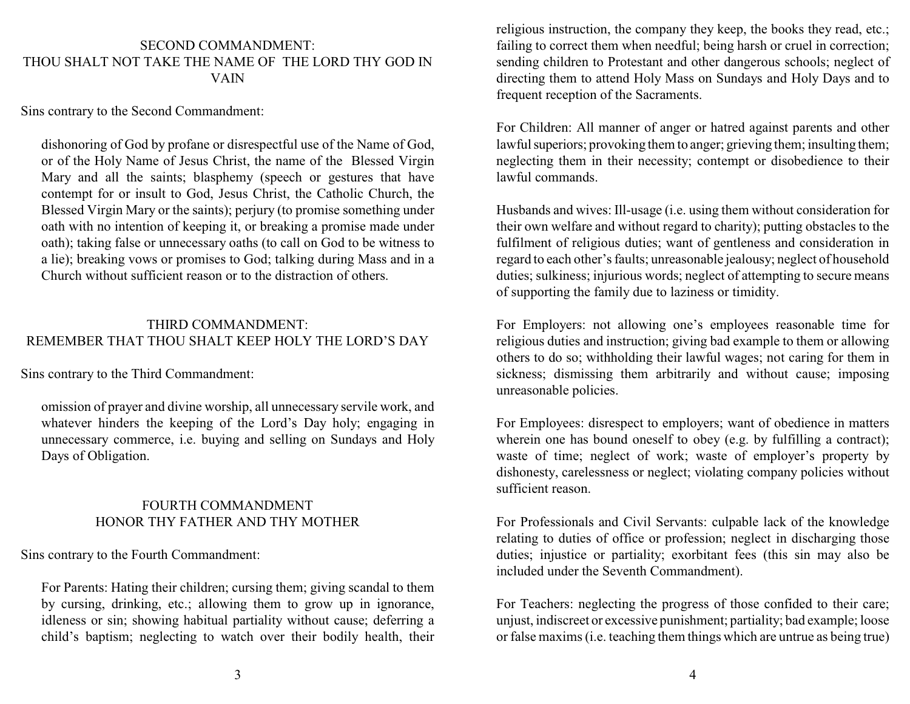## SECOND COMMANDMENT: THOU SHALT NOT TAKE THE NAME OF THE LORD THY GOD IN VAIN

Sins contrary to the Second Commandment:

dishonoring of God by profane or disrespectful use of the Name of God, or of the Holy Name of Jesus Christ, the name of the Blessed Virgin Mary and all the saints; blasphemy (speech or gestures that have contempt for or insult to God, Jesus Christ, the Catholic Church, the Blessed Virgin Mary or the saints); perjury (to promise something under oath with no intention of keeping it, or breaking a promise made under oath); taking false or unnecessary oaths (to call on God to be witness to a lie); breaking vows or promises to God; talking during Mass and in a Church without sufficient reason or to the distraction of others.

## THIRD COMMANDMENT: REMEMBER THAT THOU SHALT KEEP HOLY THE LORD'S DAY

Sins contrary to the Third Commandment:

omission of prayer and divine worship, all unnecessary servile work, and whatever hinders the keeping of the Lord's Day holy; engaging in unnecessary commerce, i.e. buying and selling on Sundays and Holy Days of Obligation.

## FOURTH COMMANDMENT HONOR THY FATHER AND THY MOTHER

Sins contrary to the Fourth Commandment:

For Parents: Hating their children; cursing them; giving scandal to them by cursing, drinking, etc.; allowing them to grow up in ignorance, idleness or sin; showing habitual partiality without cause; deferring a child's baptism; neglecting to watch over their bodily health, their religious instruction, the company they keep, the books they read, etc.; failing to correct them when needful; being harsh or cruel in correction; sending children to Protestant and other dangerous schools; neglect of directing them to attend Holy Mass on Sundays and Holy Days and to frequent reception of the Sacraments.

For Children: All manner of anger or hatred against parents and other lawful superiors; provoking them to anger; grieving them; insulting them; neglecting them in their necessity; contempt or disobedience to their lawful commands.

Husbands and wives: Ill-usage (i.e. using them without consideration for their own welfare and without regard to charity); putting obstacles to the fulfilment of religious duties; want of gentleness and consideration in regard to each other's faults; unreasonable jealousy; neglect of household duties; sulkiness; injurious words; neglect of attempting to secure means of supporting the family due to laziness or timidity.

For Employers: not allowing one's employees reasonable time for religious duties and instruction; giving bad example to them or allowing others to do so; withholding their lawful wages; not caring for them in sickness; dismissing them arbitrarily and without cause; imposing unreasonable policies.

For Employees: disrespect to employers; want of obedience in matters wherein one has bound oneself to obey (e.g. by fulfilling a contract); waste of time; neglect of work; waste of employer's property by dishonesty, carelessness or neglect; violating company policies without sufficient reason.

For Professionals and Civil Servants: culpable lack of the knowledge relating to duties of office or profession; neglect in discharging those duties; injustice or partiality; exorbitant fees (this sin may also be included under the Seventh Commandment).

For Teachers: neglecting the progress of those confided to their care; unjust, indiscreet or excessive punishment; partiality; bad example; loose or false maxims (i.e. teaching them things which are untrue as being true)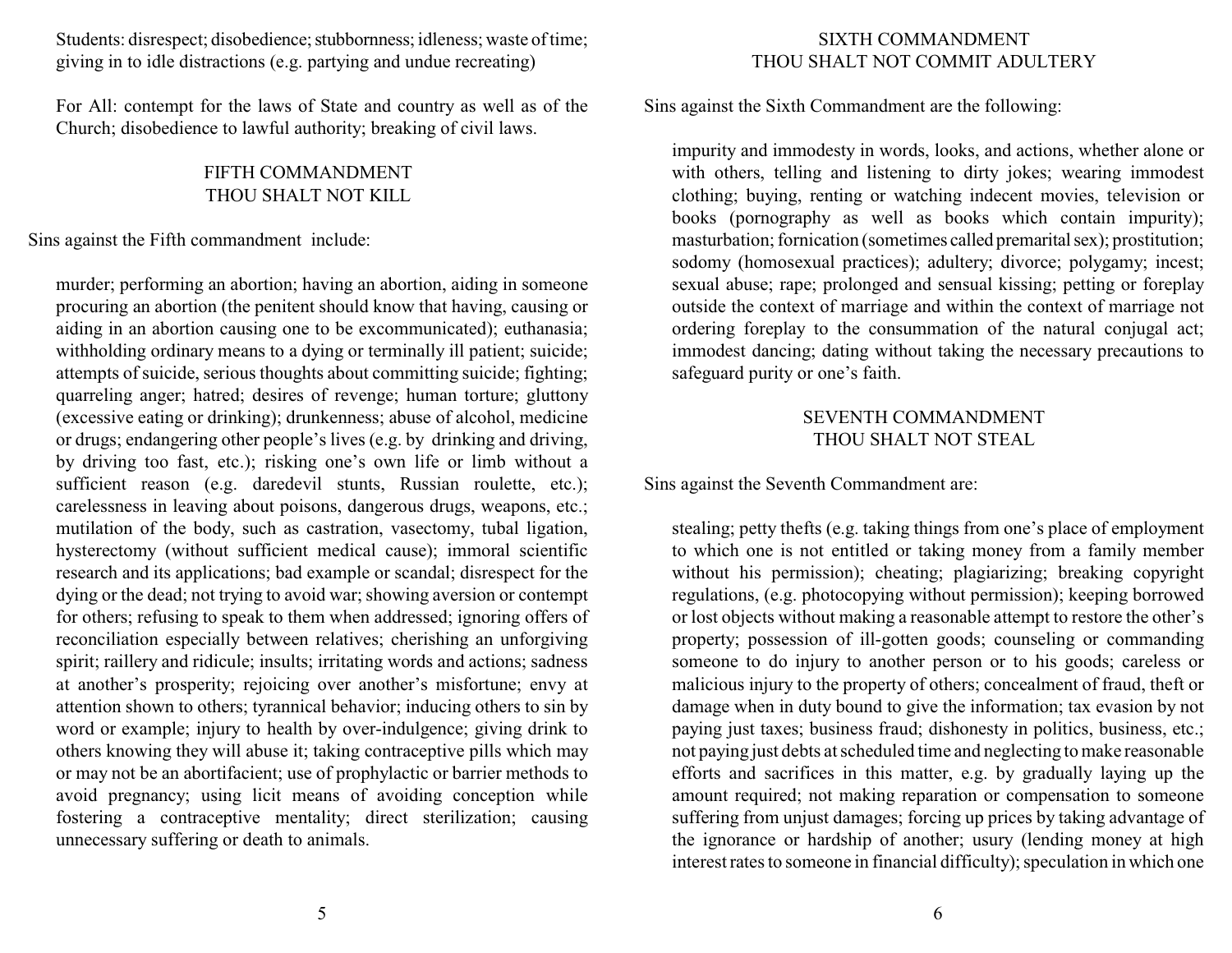Students: disrespect; disobedience; stubbornness; idleness; waste of time; giving in to idle distractions (e.g. partying and undue recreating)

For All: contempt for the laws of State and country as well as of the Church; disobedience to lawful authority; breaking of civil laws.

## FIFTH COMMANDMENT
## THOU SHALT NOT KILL

Sins against the Fifth commandment include:

murder; performing an abortion; having an abortion, aiding in someone procuring an abortion (the penitent should know that having, causing or aiding in an abortion causing one to be excommunicated); euthanasia; withholding ordinary means to a dying or terminally ill patient; suicide; attempts of suicide, serious thoughts about committing suicide; fighting; quarreling anger; hatred; desires of revenge; human torture; gluttony (excessive eating or drinking); drunkenness; abuse of alcohol, medicine or drugs; endangering other people's lives (e.g. by drinking and driving, by driving too fast, etc.); risking one's own life or limb without a sufficient reason (e.g. daredevil stunts, Russian roulette, etc.); carelessness in leaving about poisons, dangerous drugs, weapons, etc.; mutilation of the body, such as castration, vasectomy, tubal ligation, hysterectomy (without sufficient medical cause); immoral scientific research and its applications; bad example or scandal; disrespect for the dying or the dead; not trying to avoid war; showing aversion or contempt for others; refusing to speak to them when addressed; ignoring offers of reconciliation especially between relatives; cherishing an unforgiving spirit; raillery and ridicule; insults; irritating words and actions; sadness at another's prosperity; rejoicing over another's misfortune; envy at attention shown to others; tyrannical behavior; inducing others to sin by word or example; injury to health by over-indulgence; giving drink to others knowing they will abuse it; taking contraceptive pills which may or may not be an abortifacient; use of prophylactic or barrier methods to avoid pregnancy; using licit means of avoiding conception while fostering a contraceptive mentality; direct sterilization; causing unnecessary suffering or death to animals.

## SIXTH COMMANDMENT
## THOU SHALT NOT COMMIT ADULTERY

Sins against the Sixth Commandment are the following:

impurity and immodesty in words, looks, and actions, whether alone or with others, telling and listening to dirty jokes; wearing immodest clothing; buying, renting or watching indecent movies, television or books (pornography as well as books which contain impurity); masturbation; fornication (sometimes called premarital sex); prostitution; sodomy (homosexual practices); adultery; divorce; polygamy; incest; sexual abuse; rape; prolonged and sensual kissing; petting or foreplay outside the context of marriage and within the context of marriage not ordering foreplay to the consummation of the natural conjugal act; immodest dancing; dating without taking the necessary precautions to safeguard purity or one's faith.

## SEVENTH COMMANDMENT
## THOU SHALT NOT STEAL

Sins against the Seventh Commandment are:

stealing; petty thefts (e.g. taking things from one's place of employment to which one is not entitled or taking money from a family member without his permission); cheating; plagiarizing; breaking copyright regulations, (e.g. photocopying without permission); keeping borrowed or lost objects without making a reasonable attempt to restore the other's property; possession of ill-gotten goods; counseling or commanding someone to do injury to another person or to his goods; careless or malicious injury to the property of others; concealment of fraud, theft or damage when in duty bound to give the information; tax evasion by not paying just taxes; business fraud; dishonesty in politics, business, etc.; not paying just debts at scheduled time and neglecting to make reasonable efforts and sacrifices in this matter, e.g. by gradually laying up the amount required; not making reparation or compensation to someone suffering from unjust damages; forcing up prices by taking advantage of the ignorance or hardship of another; usury (lending money at high interest rates to someone in financial difficulty); speculation in which one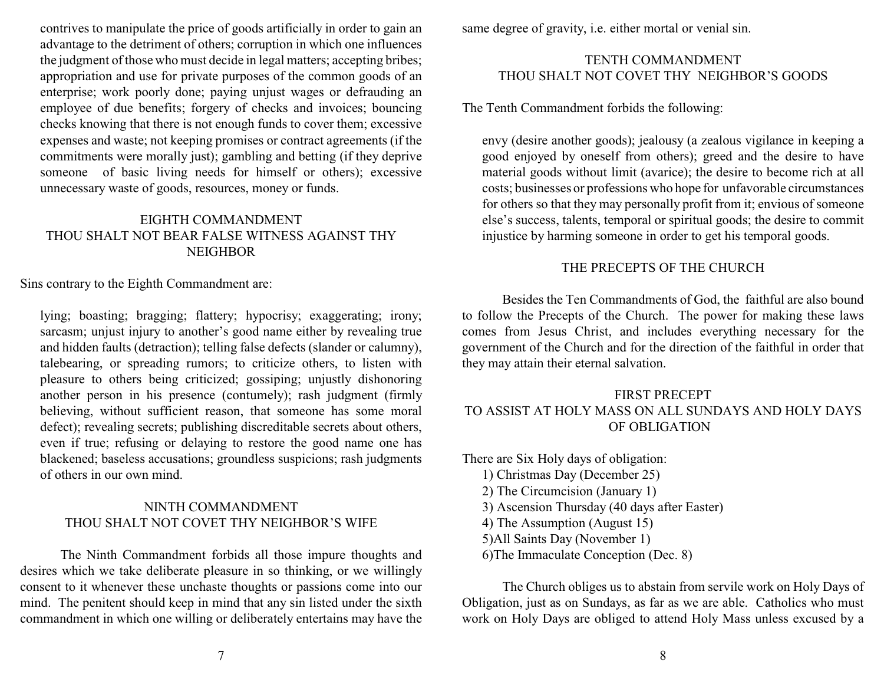contrives to manipulate the price of goods artificially in order to gain an advantage to the detriment of others; corruption in which one influences the judgment of those who must decide in legal matters; accepting bribes; appropriation and use for private purposes of the common goods of an enterprise; work poorly done; paying unjust wages or defrauding an employee of due benefits; forgery of checks and invoices; bouncing checks knowing that there is not enough funds to cover them; excessive expenses and waste; not keeping promises or contract agreements (if the commitments were morally just); gambling and betting (if they deprive someone of basic living needs for himself or others); excessive unnecessary waste of goods, resources, money or funds.

## EIGHTH COMMANDMENT
## THOU SHALT NOT BEAR FALSE WITNESS AGAINST THY NEIGHBOR

Sins contrary to the Eighth Commandment are:

> lying; boasting; bragging; flattery; hypocrisy; exaggerating; irony; sarcasm; unjust injury to another's good name either by revealing true and hidden faults (detraction); telling false defects (slander or calumny), talebearing, or spreading rumors; to criticize others, to listen with pleasure to others being criticized; gossiping; unjustly dishonoring another person in his presence (contumely); rash judgment (firmly believing, without sufficient reason, that someone has some moral defect); revealing secrets; publishing discreditable secrets about others, even if true; refusing or delaying to restore the good name one has blackened; baseless accusations; groundless suspicions; rash judgments of others in our own mind.

## NINTH COMMANDMENT
## THOU SHALT NOT COVET THY NEIGHBOR'S WIFE

The Ninth Commandment forbids all those impure thoughts and desires which we take deliberate pleasure in so thinking, or we willingly consent to it whenever these unchaste thoughts or passions come into our mind. The penitent should keep in mind that any sin listed under the sixth commandment in which one willing or deliberately entertains may have the same degree of gravity, i.e. either mortal or venial sin.

## TENTH COMMANDMENT
## THOU SHALT NOT COVET THY NEIGHBOR'S GOODS

The Tenth Commandment forbids the following:

> envy (desire another goods); jealousy (a zealous vigilance in keeping a good enjoyed by oneself from others); greed and the desire to have material goods without limit (avarice); the desire to become rich at all costs; businesses or professions who hope for unfavorable circumstances for others so that they may personally profit from it; envious of someone else's success, talents, temporal or spiritual goods; the desire to commit injustice by harming someone in order to get his temporal goods.

## THE PRECEPTS OF THE CHURCH

Besides the Ten Commandments of God, the faithful are also bound to follow the Precepts of the Church. The power for making these laws comes from Jesus Christ, and includes everything necessary for the government of the Church and for the direction of the faithful in order that they may attain their eternal salvation.

## FIRST PRECEPT
## TO ASSIST AT HOLY MASS ON ALL SUNDAYS AND HOLY DAYS OF OBLIGATION

There are Six Holy days of obligation:

1) Christmas Day (December 25)
2) The Circumcision (January 1)
3) Ascension Thursday (40 days after Easter)
4) The Assumption (August 15)
5)All Saints Day (November 1)
6)The Immaculate Conception (Dec. 8)

The Church obliges us to abstain from servile work on Holy Days of Obligation, just as on Sundays, as far as we are able. Catholics who must work on Holy Days are obliged to attend Holy Mass unless excused by a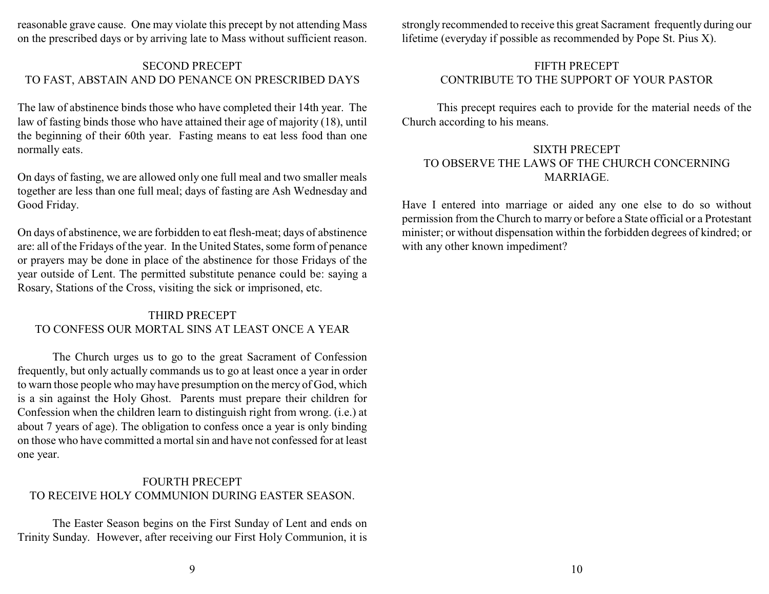reasonable grave cause. One may violate this precept by not attending Mass on the prescribed days or by arriving late to Mass without sufficient reason.

## SECOND PRECEPT
## TO FAST, ABSTAIN AND DO PENANCE ON PRESCRIBED DAYS

The law of abstinence binds those who have completed their 14th year. The law of fasting binds those who have attained their age of majority (18), until the beginning of their 60th year. Fasting means to eat less food than one normally eats.

On days of fasting, we are allowed only one full meal and two smaller meals together are less than one full meal; days of fasting are Ash Wednesday and Good Friday.

On days of abstinence, we are forbidden to eat flesh-meat; days of abstinence are: all of the Fridays of the year. In the United States, some form of penance or prayers may be done in place of the abstinence for those Fridays of the year outside of Lent. The permitted substitute penance could be: saying a Rosary, Stations of the Cross, visiting the sick or imprisoned, etc.

## THIRD PRECEPT
## TO CONFESS OUR MORTAL SINS AT LEAST ONCE A YEAR

The Church urges us to go to the great Sacrament of Confession frequently, but only actually commands us to go at least once a year in order to warn those people who may have presumption on the mercy of God, which is a sin against the Holy Ghost. Parents must prepare their children for Confession when the children learn to distinguish right from wrong. (i.e.) at about 7 years of age). The obligation to confess once a year is only binding on those who have committed a mortal sin and have not confessed for at least one year.

## FOURTH PRECEPT
## TO RECEIVE HOLY COMMUNION DURING EASTER SEASON.

The Easter Season begins on the First Sunday of Lent and ends on Trinity Sunday. However, after receiving our First Holy Communion, it is strongly recommended to receive this great Sacrament frequently during our lifetime (everyday if possible as recommended by Pope St. Pius X).

## FIFTH PRECEPT
## CONTRIBUTE TO THE SUPPORT OF YOUR PASTOR

This precept requires each to provide for the material needs of the Church according to his means.

## SIXTH PRECEPT
## TO OBSERVE THE LAWS OF THE CHURCH CONCERNING MARRIAGE.

Have I entered into marriage or aided any one else to do so without permission from the Church to marry or before a State official or a Protestant minister; or without dispensation within the forbidden degrees of kindred; or with any other known impediment?